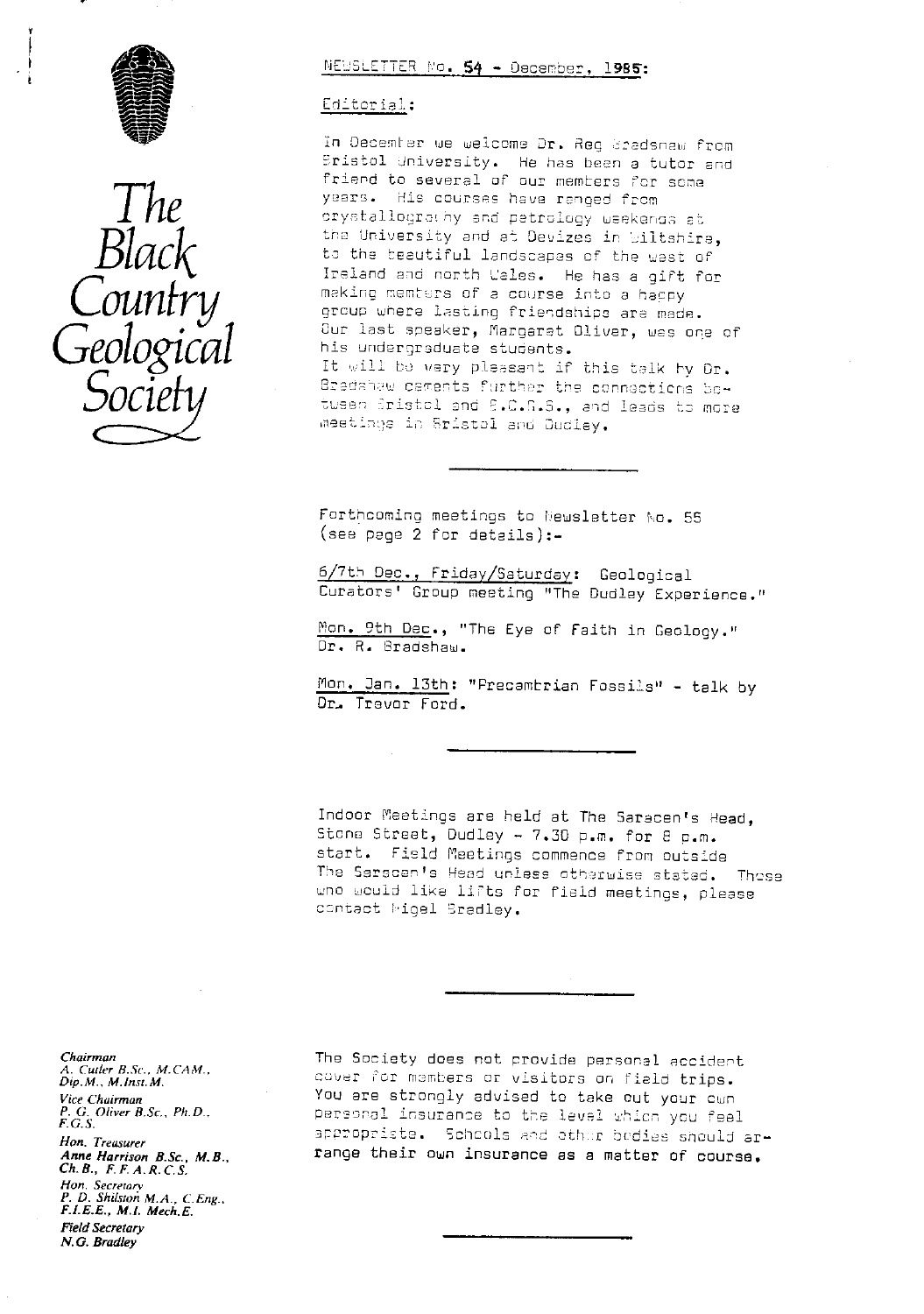# The Black Country Geological Society

NEWSLETTER No. 54 - December, 1985:

## Editorial:

In December we welcome Dr. Reg Bradshaw from Bristol University. He has been a tutor and friend to several of our members for some years. His courses have ranged from crystallography and petrology weekends at the University and at Devizes in Wiltshire, to the beautiful landscapes of the west of Ireland and north Wales. He has a gift for making members of a course into a happy group where lasting friendships are made. Our last speaker, Margaret Oliver, was one of his undergraduate students.
It will be very pleasant if this talk by Dr. Bradshaw cements further the connections between Bristol and B.C.G.S., and leads to more meetings in Bristol and Dudley.

---

Forthcoming meetings to Newsletter No. 55 (see page 2 for details):-

6/7th Dec., Friday/Saturday: Geological Curators' Group meeting "The Dudley Experience."

Mon. 9th Dec., "The Eye of Faith in Geology." Dr. R. Bradshaw.

Mon. Jan. 13th: "Precambrian Fossils" - talk by Dr. Trevor Ford.

---

Indoor Meetings are held at The Saracen's Head, Stone Street, Dudley - 7.30 p.m. for 8 p.m. start. Field Meetings commence from outside The Saracen's Head unless otherwise stated. Those who would like lifts for field meetings, please contact Nigel Bradley.

---

*Chairman*
*A. Cutler B.Sc., M.CAM., Dip.M., M.Inst.M.*

*Vice Chairman*
*P. G. Oliver B.Sc., Ph.D., F.G.S.*

*Hon. Treasurer*
***Anne Harrison B.Sc., M.B., Ch.B., F.F.A.R.C.S.***

*Hon. Secretary*
*P. D. Shilston M.A., C.Eng., F.I.E.E., M.I. Mech.E.*

***Field Secretary***
***N.G. Bradley***

The Society does not provide personal accident cover for members or visitors on field trips. You are strongly advised to take out your own personal insurance to the level which you feel appropriate. Schools and other bodies should arrange their own insurance as a matter of course.

---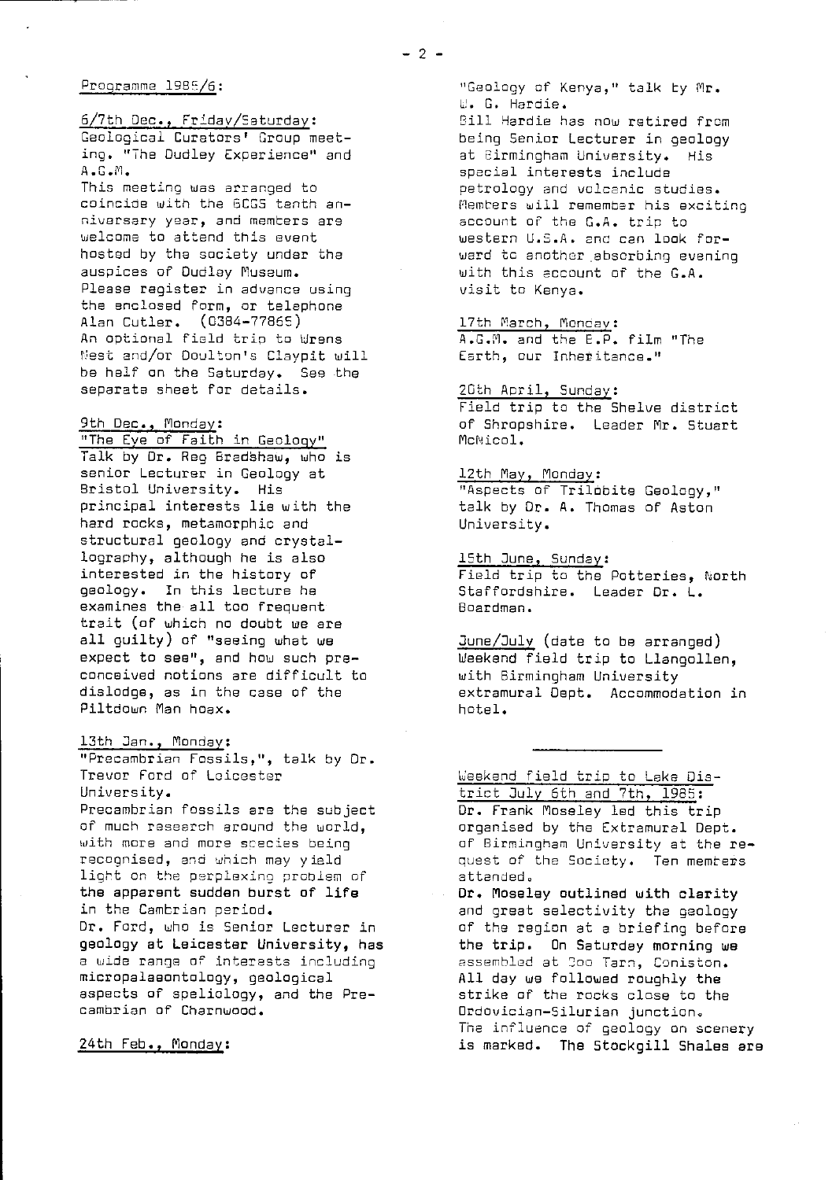Programme 1985/6:

6/7th Dec., Friday/Saturday:
Geological Curators' Group meeting. "The Dudley Experience" and A.G.M.
This meeting was arranged to coincide with the BCGS tenth anniversary year, and members are welcome to attend this event hosted by the society under the auspices of Dudley Museum.
Please register in advance using the enclosed form, or telephone Alan Cutler. (0384-77865)
An optional field trip to Wrens Nest and/or Doulton's Claypit will be half on the Saturday. See the separate sheet for details.

9th Dec., Monday:
"The Eye of Faith in Geology"
Talk by Dr. Reg Bradshaw, who is senior Lecturer in Geology at Bristol University. His principal interests lie with the hard rocks, metamorphic and structural geology and crystallography, although he is also interested in the history of geology. In this lecture he examines the all too frequent trait (of which no doubt we are all guilty) of "seeing what we expect to see", and how such preconceived notions are difficult to dislodge, as in the case of the Piltdown Man hoax.

13th Jan., Monday:
"Precambrian Fossils,", talk by Dr. Trevor Ford of Leicester University.
Precambrian fossils are the subject of much research around the world, with more and more species being recognised, and which may yield light on the perplexing problem of the apparent sudden burst of life in the Cambrian period.
Dr. Ford, who is Senior Lecturer in geology at Leicester University, has a wide range of interests including micropalaeontology, geological aspects of speliology, and the Precambrian of Charnwood.

24th Feb., Monday:
"Geology of Kenya," talk by Mr. W. G. Hardie.
Bill Hardie has now retired from being Senior Lecturer in geology at Birmingham University. His special interests include petrology and volcanic studies. Members will remember his exciting account of the G.A. trip to western U.S.A. and can look forward to another absorbing evening with this account of the G.A. visit to Kenya.

17th March, Monday:
A.G.M. and the B.P. film "The Earth, our Inheritance."

20th April, Sunday:
Field trip to the Shelve district of Shropshire. Leader Mr. Stuart McNicol.

12th May, Monday:
"Aspects of Trilobite Geology," talk by Dr. A. Thomas of Aston University.

15th June, Sunday:
Field trip to the Potteries, North Staffordshire. Leader Dr. L. Boardman.

June/July (date to be arranged)
Weekend field trip to Llangollen, with Birmingham University extramural Dept. Accommodation in hotel.

---

Weekend field trip to Lake District July 6th and 7th, 1985:
Dr. Frank Moseley led this trip organised by the Extramural Dept. of Birmingham University at the request of the Society. Ten members attended.
Dr. Moseley outlined with clarity and great selectivity the geology of the region at a briefing before the trip. On Saturday morning we assembled at Goo Tarn, Coniston. All day we followed roughly the strike of the rocks close to the Ordovician-Silurian junction.
The influence of geology on scenery is marked. The Stockgill Shales are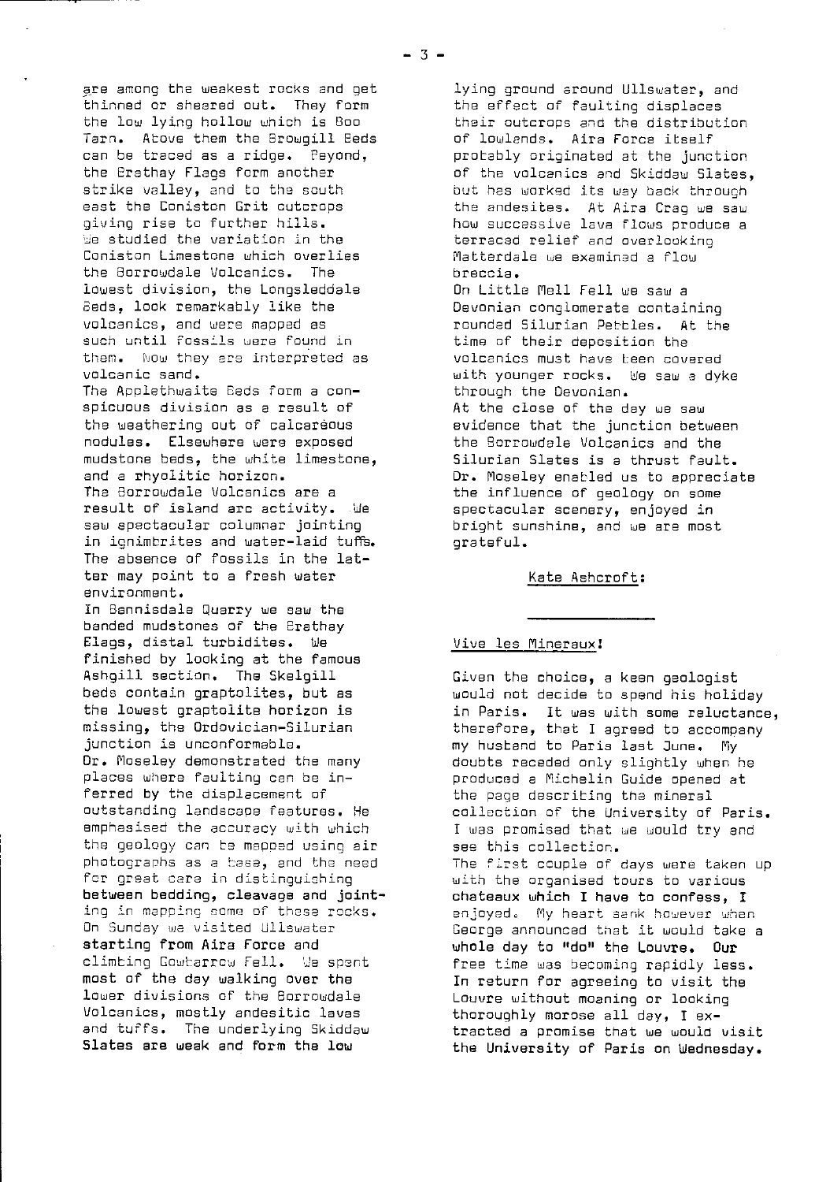are among the weakest rocks and get thinned or sheared out. They form the low lying hollow which is Boo Tarn. Above them the Browgill Beds can be traced as a ridge. Beyond, the Brathay Flags form another strike valley, and to the south east the Coniston Grit outcrops giving rise to further hills.

We studied the variation in the Coniston Limestone which overlies the Borrowdale Volcanics. The lowest division, the Longsleddale Beds, look remarkably like the volcanics, and were mapped as such until fossils were found in them. Now they are interpreted as volcanic sand.

The Applethwaite Beds form a conspicuous division as a result of the weathering out of calcareous nodules. Elsewhere were exposed mudstone beds, the white limestone, and a rhyolitic horizon.

The Borrowdale Volcanics are a result of island arc activity. We saw spectacular columnar jointing in ignimbrites and water-laid tuffs. The absence of fossils in the latter may point to a fresh water environment.

In Bannisdale Quarry we saw the banded mudstones of the Brathay Flags, distal turbidites. We finished by looking at the famous Ashgill section. The Skelgill beds contain graptolites, but as the lowest graptolite horizon is missing, the Ordovician-Silurian junction is unconformable.

Dr. Moseley demonstrated the many places where faulting can be inferred by the displacement of outstanding landscape features. He emphasised the accuracy with which the geology can be mapped using air photographs as a base, and the need for great care in distinguishing between bedding, cleavage and jointing in mapping some of these rocks.

On Sunday we visited Ullswater starting from Aira Force and climbing Gowbarrow Fell. We spent most of the day walking over the lower divisions of the Borrowdale Volcanics, mostly andesitic lavas and tuffs. The underlying Skiddaw Slates are weak and form the low lying ground around Ullswater, and the effect of faulting displaces their outcrops and the distribution of lowlands. Aira Force itself probably originated at the junction of the volcanics and Skiddaw Slates, but has worked its way back through the andesites. At Aira Crag we saw how successive lava flows produce a terraced relief and overlooking Matterdale we examined a flow breccia.

On Little Mell Fell we saw a Devonian conglomerate containing rounded Silurian Pebbles. At the time of their deposition the volcanics must have been covered with younger rocks. We saw a dyke through the Devonian.

At the close of the day we saw evidence that the junction between the Borrowdale Volcanics and the Silurian Slates is a thrust fault.

Dr. Moseley enabled us to appreciate the influence of geology on some spectacular scenery, enjoyed in bright sunshine, and we are most grateful.

Kate Ashcroft:

---

## Vive les Mineraux!

Given the choice, a keen geologist would not decide to spend his holiday in Paris. It was with some reluctance, therefore, that I agreed to accompany my husband to Paris last June. My doubts receded only slightly when he produced a Michelin Guide opened at the page describing the mineral collection of the University of Paris. I was promised that we would try and see this collection.

The first couple of days were taken up with the organised tours to various chateaux which I have to confess, I enjoyed. My heart sank however when George announced that it would take a whole day to "do" the Louvre. Our free time was becoming rapidly less. In return for agreeing to visit the Louvre without moaning or looking thoroughly morose all day, I extracted a promise that we would visit the University of Paris on Wednesday.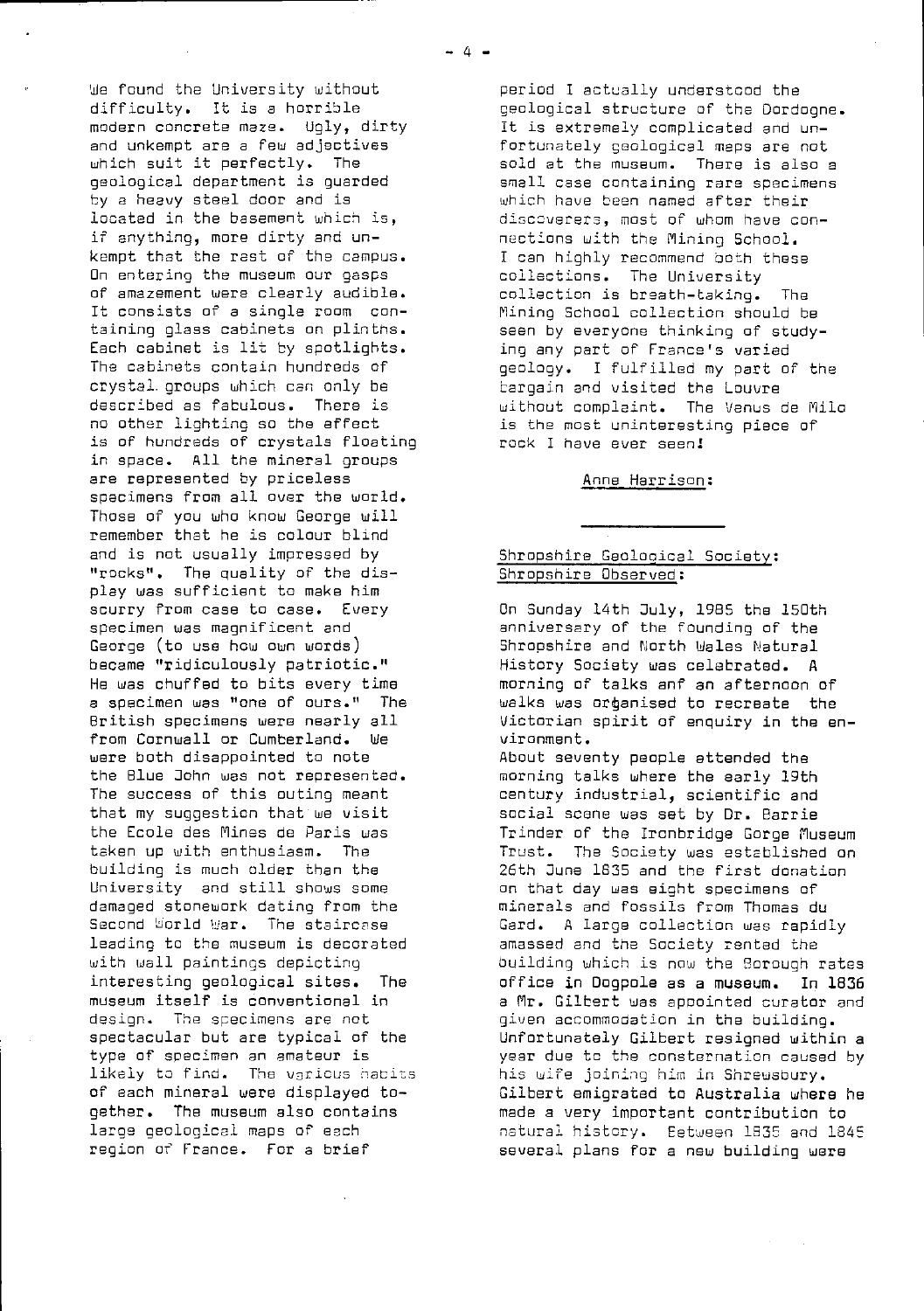We found the University without difficulty. It is a horrible modern concrete maze. Ugly, dirty and unkempt are a few adjectives which suit it perfectly. The geological department is guarded by a heavy steel door and is located in the basement which is, if anything, more dirty and unkempt that the rest of the campus. On entering the museum our gasps of amazement were clearly audible. It consists of a single room containing glass cabinets on plinths. Each cabinet is lit by spotlights. The cabinets contain hundreds of crystal groups which can only be described as fabulous. There is no other lighting so the effect is of hundreds of crystals floating in space. All the mineral groups are represented by priceless specimens from all over the world. Those of you who know George will remember that he is colour blind and is not usually impressed by "rocks". The quality of the display was sufficient to make him scurry from case to case. Every specimen was magnificent and George (to use how own words) became "ridiculously patriotic." He was chuffed to bits every time a specimen was "one of ours." The British specimens were nearly all from Cornwall or Cumberland. We were both disappointed to note the Blue John was not represented. The success of this outing meant that my suggestion that we visit the Ecole des Mines de Paris was taken up with enthusiasm. The building is much older than the University and still shows some damaged stonework dating from the Second World War. The staircase leading to the museum is decorated with wall paintings depicting interesting geological sites. The museum itself is conventional in design. The specimens are not spectacular but are typical of the type of specimen an amateur is likely to find. The various habits of each mineral were displayed together. The museum also contains large geological maps of each region of France. For a brief period I actually understood the geological structure of the Dordogne. It is extremely complicated and unfortunately geological maps are not sold at the museum. There is also a small case containing rare specimens which have been named after their discoverers, most of whom have connections with the Mining School. I can highly recommend both these collections. The University collection is breath-taking. The Mining School collection should be seen by everyone thinking of studying any part of France's varied geology. I fulfilled my part of the bargain and visited the Louvre without complaint. The Venus de Milo is the most uninteresting piece of rock I have ever seen!

Anne Harrison:

---

## Shropshire Geological Society: Shropshire Observed:

On Sunday 14th July, 1985 the 150th anniversary of the founding of the Shropshire and North Wales Natural History Society was celebrated. A morning of talks anf an afternoon of walks was organised to recreate the Victorian spirit of enquiry in the environment.

About seventy people attended the morning talks where the early 19th century industrial, scientific and social scene was set by Dr. Barrie Trinder of the Ironbridge Gorge Museum Trust. The Society was established on 26th June 1835 and the first donation on that day was eight specimens of minerals and fossils from Thomas du Gard. A large collection was rapidly amassed and the Society rented the building which is now the Borough rates office in Dogpole as a museum. In 1836 a Mr. Gilbert was appointed curator and given accommodation in the building. Unfortunately Gilbert resigned within a year due to the consternation caused by his wife joining him in Shreusbury. Gilbert emigrated to Australia where he made a very important contribution to natural history. Between 1835 and 1845 several plans for a new building were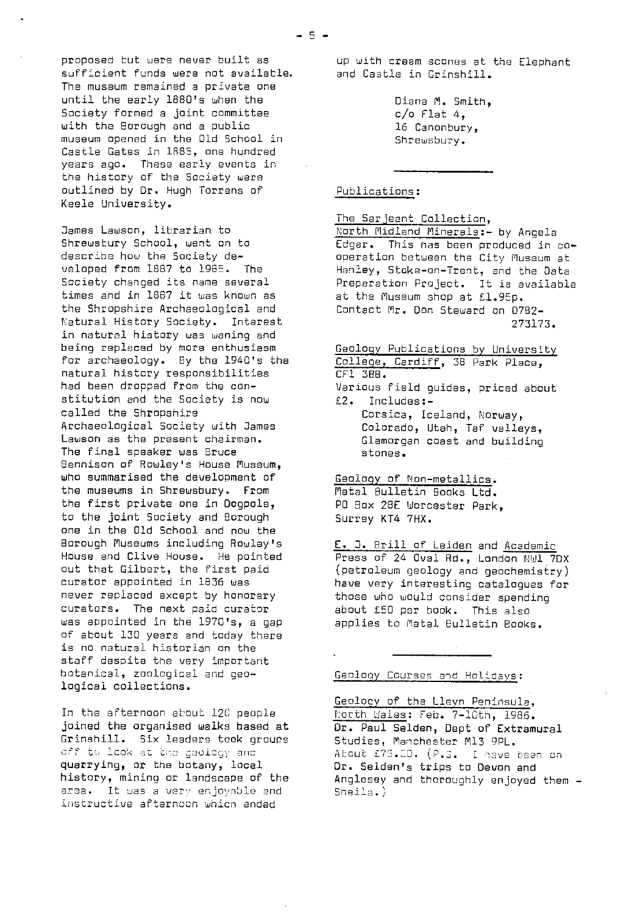proposed but were never built as sufficient funds were not available. The museum remained a private one until the early 1880's when the Society formed a joint committee with the Borough and a public museum opened in the Old School in Castle Gates in 1885, one hundred years ago. These early events in the history of the Society were outlined by Dr. Hugh Torrens of Keele University.

James Lawson, librarian to Shrewsbury School, went on to describe how the Society developed from 1887 to 1985. The Society changed its name several times and in 1887 it was known as the Shropshire Archaeological and Natural History Society. Interest in natural history was waning and being replaced by more enthusiasm for archaeology. By the 1940's the natural history responsibilities had been dropped from the constitution and the Society is now called the Shropshire Archaeological Society with James Lawson as the present chairman. The final speaker was Bruce Bennison of Rowley's House Museum, who summarised the development of the museums in Shrewsbury. From the first private one in Dogpole, to the joint Society and Borough one in the Old School and now the Borough Museums including Rowley's House and Clive House. He pointed out that Gilbert, the first paid curator appointed in 1836 was never replaced except by honorary curators. The next paid curator was appointed in the 1970's, a gap of about 130 years and today there is no natural historian on the staff despite the very important botanical, zoological and geological collections.

In the afternoon about 120 people joined the organised walks based at Grinshill. Six leaders took groups off to look at the geology and quarrying, or the botany, local history, mining or landscape of the area. It was a very enjoyable and instructive afternoon which ended up with cream scones at the Elephant and Castle in Grinshill.

Diana M. Smith,
c/o Flat 4,
16 Canonbury,
Shrewsbury.

---

## Publications:

The Serjeant Collection,
North Midland Minerals:- by Angela Edgar. This has been produced in co-operation between the City Museum at Hanley, Stoke-on-Trent, and the Data Preparation Project. It is available at the Museum shop at £1.95p. Contact Mr. Don Steward on 0782-273173.

Geology Publications by University College, Cardiff, 38 Park Place, CF1 3BB.
Various field guides, priced about £2. Includes:-
Corsica, Iceland, Norway, Colorado, Utah, Taf valleys, Glamorgan coast and building stones.

Geology of Non-metallics.
Metal Bulletin Books Ltd.
PO Box 28E Worcester Park,
Surrey KT4 7HX.

E. J. Brill of Leiden and Academic Press of 24 Oval Rd., London NW1 7DX (petroleum geology and geochemistry) have very interesting catalogues for those who would consider spending about £50 per book. This also applies to Metal Bulletin Books.

---

## Geology Courses and Holidays:

Geology of the Lleyn Peninsula, North Wales: Feb. 7-10th, 1986.
Dr. Paul Selden, Dept of Extramural Studies, Manchester M13 9PL.
About £75.00. (P.S. I have been on Dr. Selden's trips to Devon and Anglesey and thoroughly enjoyed them - Sheila.)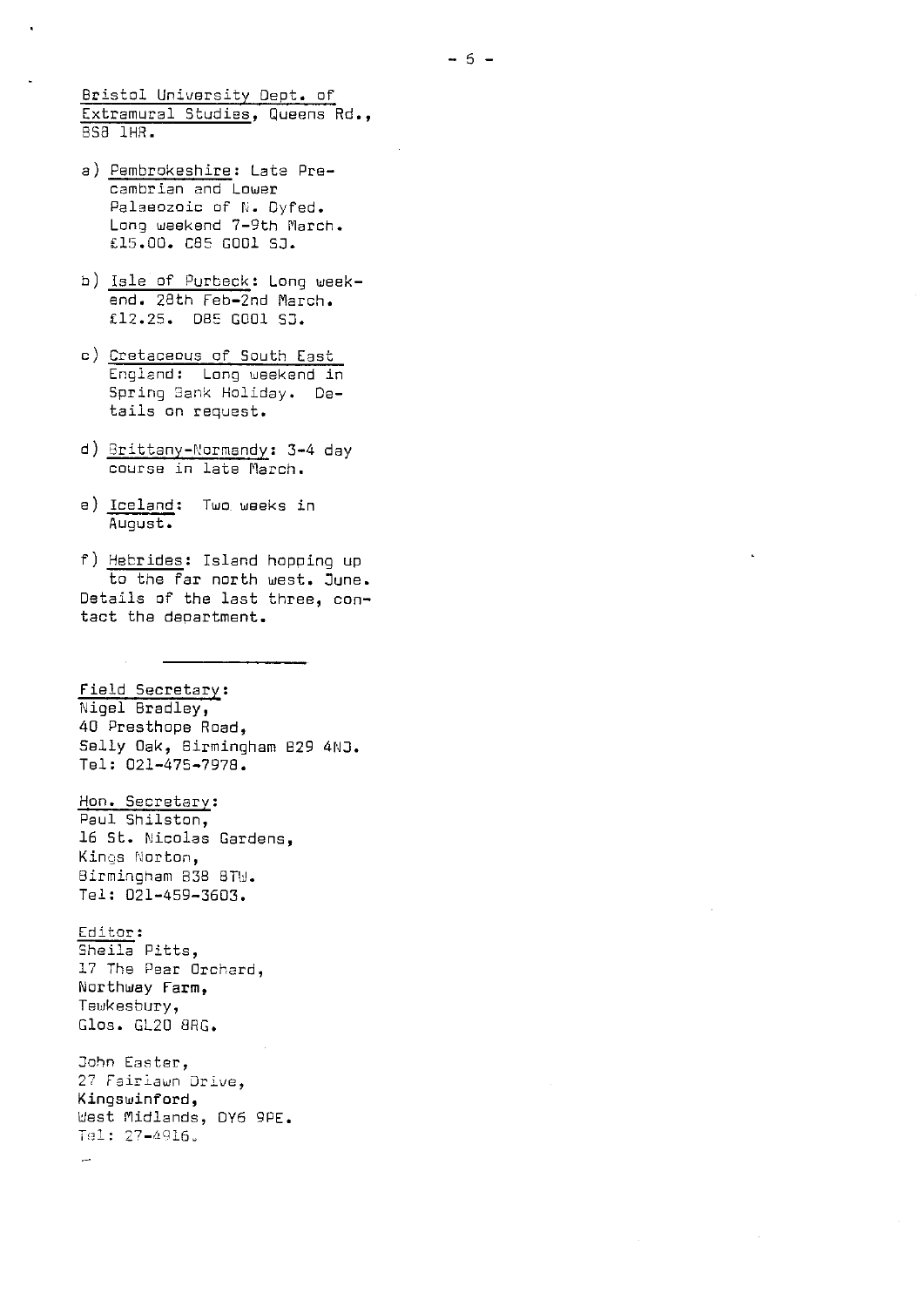Bristol University Dept. of Extramural Studies, Queens Rd., BS8 1HR.

a) Pembrokeshire: Late Precambrian and Lower Palaeozoic of N. Dyfed. Long weekend 7-9th March. £15.00. C85 G001 SJ.

b) Isle of Purbeck: Long weekend. 28th Feb-2nd March. £12.25. D85 G001 SJ.

c) Cretaceous of South East England: Long weekend in Spring Bank Holiday. Details on request.

d) Brittany-Normandy: 3-4 day course in late March.

e) Iceland: Two weeks in August.

f) Hebrides: Island hopping up to the far north west. June.

Details of the last three, contact the department.

---

Field Secretary:
Nigel Bradley,
40 Presthope Road,
Selly Oak, Birmingham B29 4NJ.
Tel: 021-475-7978.

Hon. Secretary:
Paul Shilston,
16 St. Nicolas Gardens,
Kings Norton,
Birmingham B38 8TW.
Tel: 021-459-3603.

Editor:
Sheila Pitts,
17 The Pear Orchard,
Northway Farm,
Tewkesbury,
Glos. GL20 8RG.

John Easter,
27 Fairlawn Drive,
Kingswinford,
West Midlands, DY6 9PE.
Tel: 27-4916.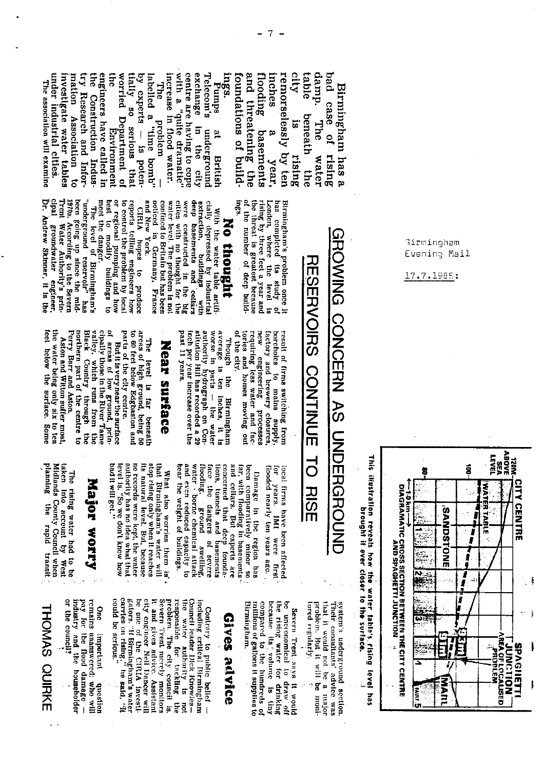Birmingham Evening Mail

17.7.1985:

# GROWING CONCERN AS UNDERGROUND RESERVOIRS CONTINUE TO RISE

Birmingham has a bad case of rising damp. The water table beneath the city is rising remorselessly by ten inches a year, flooding basements and threatening the foundations of buildings.

Pumps at British Telecom's underground exchange in the city centre are having to cope with a "quite dramatic" increase in flood water.

The problem — labelled a "time bomb" by experts — is potentially so serious that the worried Department of the Environment engineers have called in the Construction Industry Research and Information Association to investigate water tables under industrial cities.

The association will examine Birmingham's problem once it has completed its study of London, where the level is rising by three feet a year and the threat is greatest because of the number of deep buildings.

## No thought

With the water table artificially depressed by industrial extraction, buildings with deep basements and cellars were constructed in the big cities with no thought for the water level. The problem is not confined to Britain but has been noticed in Germany, France and New York.

CIRIA hopes to produce reports telling engineers how to control the problem by local or regional pumping and how best to modify buildings to meet the danger.

"The level of Birmingham's "underground reservoir" has been going up since the mid-1970s. According to the Severn Trent Water Authority's principal groundwater engineer, Dr. Andrew Skinner, it is the result of firms switching from boreholes to mains supply, factory and brewery closures, new engineering processes requiring less water and factories and homes moving out of the city.

Though the Birmingham average is ten inches, it is worse in parts — the water authority hydrograph on Constitution Hill has recorded a 29 inch per year increase over the past 11 years.

## Near surface

The level is far beneath areas of high ground, being 50 to 60 feet below Edgbaston and parts of the city centre.

But it is very near the surface of areas of low ground, principally those in the River Tame valley, which runs from the Black Country through the northern part of the centre to Perry Barr and Aston.

Aston and Witton suffer most, the water being only six to ten feet below the surface. Some local firms have been affected for years. IMI were first flooded nearly ten years ago.

Damage in the region has been comparatively minor so far, with flooding in basements and cellars. But experts are concerned that deep foundations, tunnels and basements face the dangers of severe flooding, ground swelling, water borne chemical attack and even reduced capacity to bear the weight of buildings.

What also worries them is that Birmingham's water will stop rising only when it reaches its natural level. But, because no records were kept, the water authority has no idea what that level is. "So we don't know how bad it will get."

## Major worry

The rising water had to be taken into account by West Midlands County Council when planning the rapid transit system's underground section. Their consultants' advice was that it would not be a major problem. But it will be monitored regularly.

Severn Trent says it would be uneconomical to draw off the rising water for drinking because its volume is tiny compared to the hundreds of millions of gallons it supplies to Birmingham.

## Gives advice

Contrary to public belief — including critical Birmingham Council leader Dick Knowles — the water authority is not responsible for tackling the problem. The city council is. Severn Trent merely monitors it and gives advice. Assistant city engineer Neil Dancer will be one of the CIRIA investigators. "If Birmingham's water carries on rising," he said, "it could be serious."

One important question remains unanswered: who will pay for the flood damage — industry and the householder or the council?

THOMAS QUIRKE

This illustration reveals how the water table's rising level has brought it ever closer to the surface.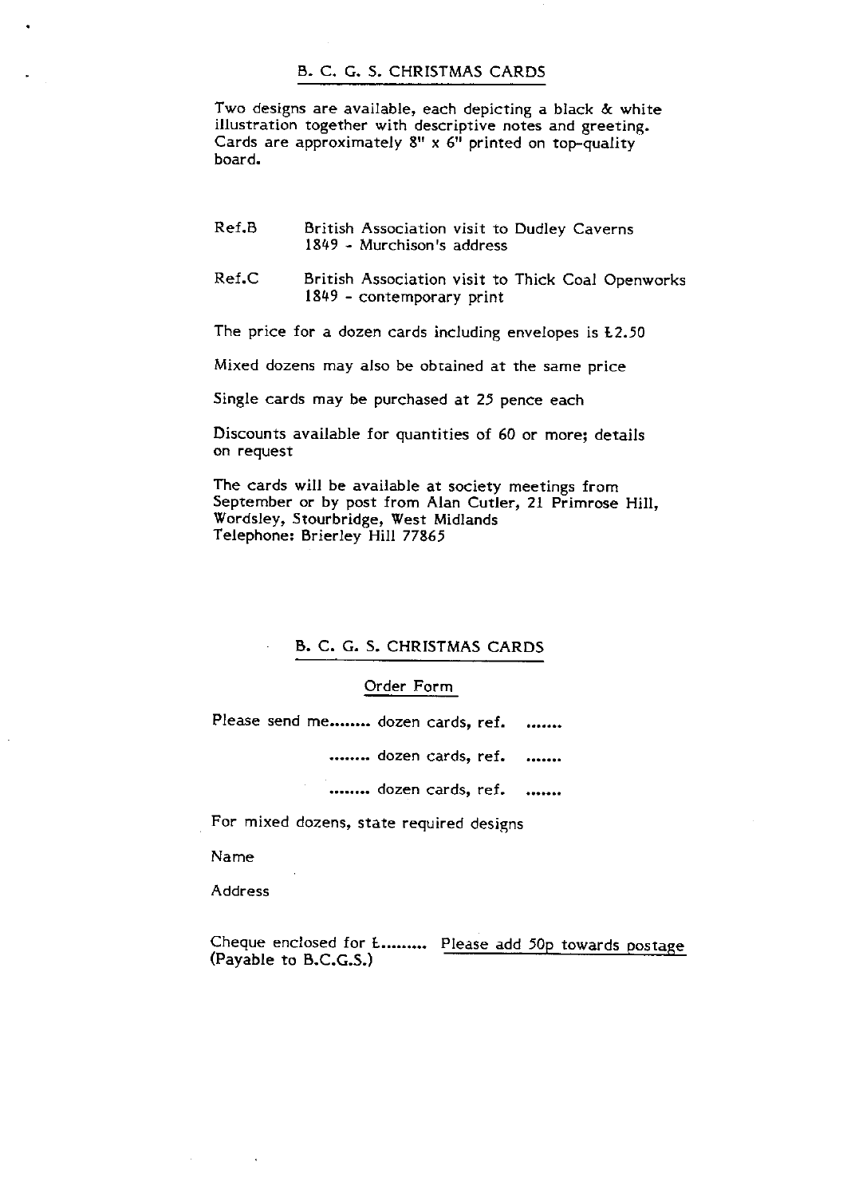## B. C. G. S. CHRISTMAS CARDS

Two designs are available, each depicting a black & white illustration together with descriptive notes and greeting. Cards are approximately 8" x 6" printed on top-quality board.

Ref.B British Association visit to Dudley Caverns 1849 - Murchison's address

Ref.C British Association visit to Thick Coal Openworks 1849 - contemporary print

The price for a dozen cards including envelopes is £2.50

Mixed dozens may also be obtained at the same price

Single cards may be purchased at 25 pence each

Discounts available for quantities of 60 or more; details on request

The cards will be available at society meetings from September or by post from Alan Cutler, 21 Primrose Hill, Wordsley, Stourbridge, West Midlands
Telephone: Brierley Hill 77865

## B. C. G. S. CHRISTMAS CARDS

### Order Form

Please send me........ dozen cards, ref. .......

........ dozen cards, ref. .......

........ dozen cards, ref. .......

For mixed dozens, state required designs

Name

Address

Cheque enclosed for £......... Please add 50p towards postage
(Payable to B.C.G.S.)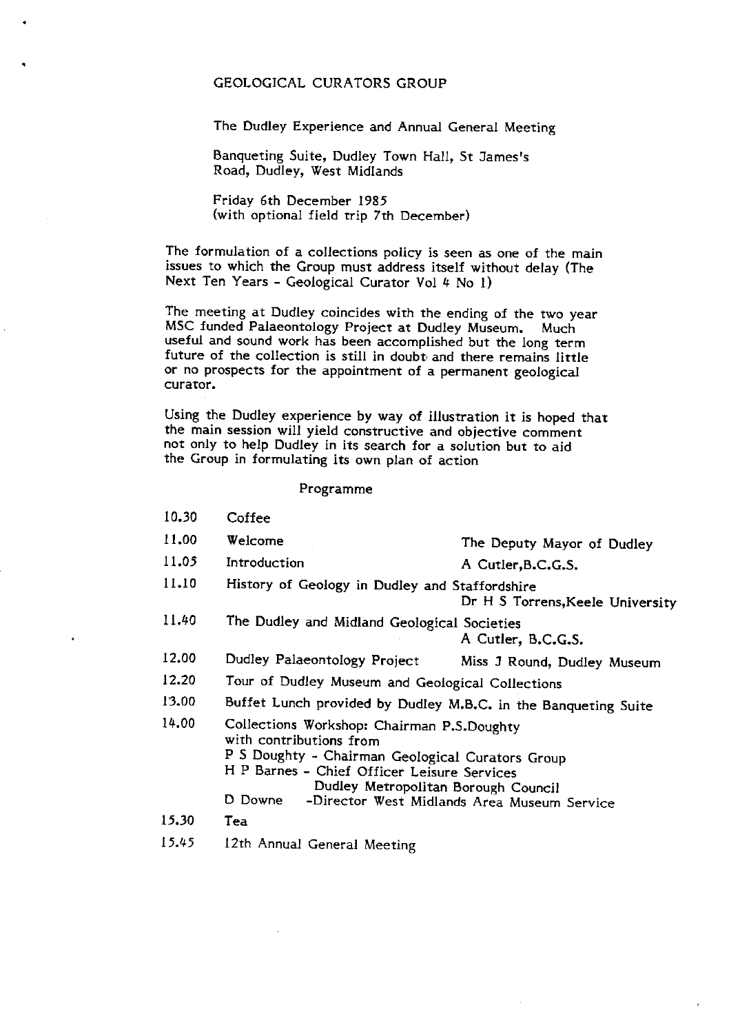# GEOLOGICAL CURATORS GROUP

## The Dudley Experience and Annual General Meeting

Banqueting Suite, Dudley Town Hall, St James's Road, Dudley, West Midlands

Friday 6th December 1985
(with optional field trip 7th December)

The formulation of a collections policy is seen as one of the main issues to which the Group must address itself without delay (The Next Ten Years - Geological Curator Vol 4 No 1)

The meeting at Dudley coincides with the ending of the two year MSC funded Palaeontology Project at Dudley Museum. Much useful and sound work has been accomplished but the long term future of the collection is still in doubt and there remains little or no prospects for the appointment of a permanent geological curator.

Using the Dudley experience by way of illustration it is hoped that the main session will yield constructive and objective comment not only to help Dudley in its search for a solution but to aid the Group in formulating its own plan of action

### Programme

| | | |
|---|---|---|
| 10.30 | Coffee | |
| 11.00 | Welcome | The Deputy Mayor of Dudley |
| 11.05 | Introduction | A Cutler,B.C.G.S. |
| 11.10 | History of Geology in Dudley and Staffordshire | Dr H S Torrens,Keele University |
| 11.40 | The Dudley and Midland Geological Societies | A Cutler, B.C.G.S. |
| 12.00 | Dudley Palaeontology Project | Miss J Round, Dudley Museum |
| 12.20 | Tour of Dudley Museum and Geological Collections | |
| 13.00 | Buffet Lunch provided by Dudley M.B.C. in the Banqueting Suite | |
| 14.00 | Collections Workshop: Chairman P.S.Doughty with contributions from<br>P S Doughty - Chairman Geological Curators Group<br>H P Barnes - Chief Officer Leisure Services Dudley Metropolitan Borough Council<br>D Downe - Director West Midlands Area Museum Service | |
| 15.30 | Tea | |
| 15.45 | 12th Annual General Meeting | |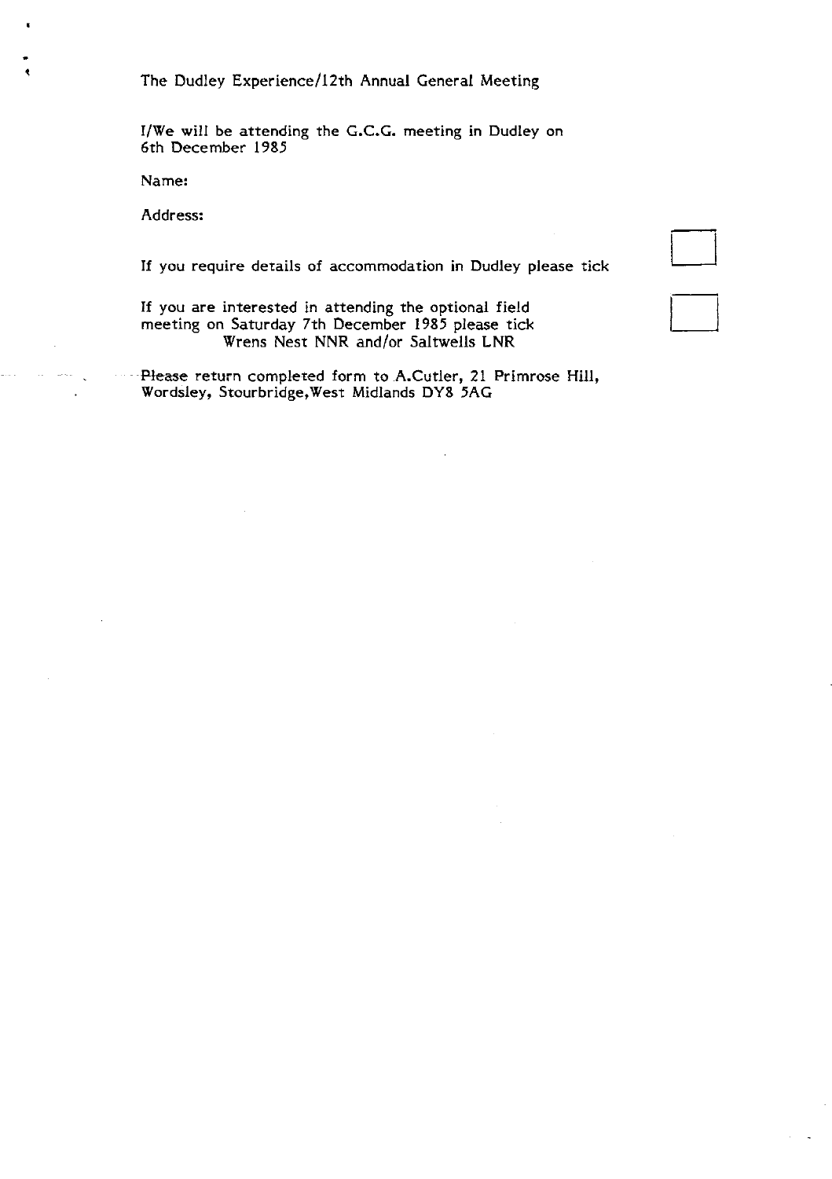The Dudley Experience/12th Annual General Meeting

I/We will be attending the G.C.G. meeting in Dudley on 6th December 1985

Name:

Address:

If you require details of accommodation in Dudley please tick ☐

If you are interested in attending the optional field meeting on Saturday 7th December 1985 please tick ☐
Wrens Nest NNR and/or Saltwells LNR

Please return completed form to A.Cutler, 21 Primrose Hill, Wordsley, Stourbridge, West Midlands DY8 5AG